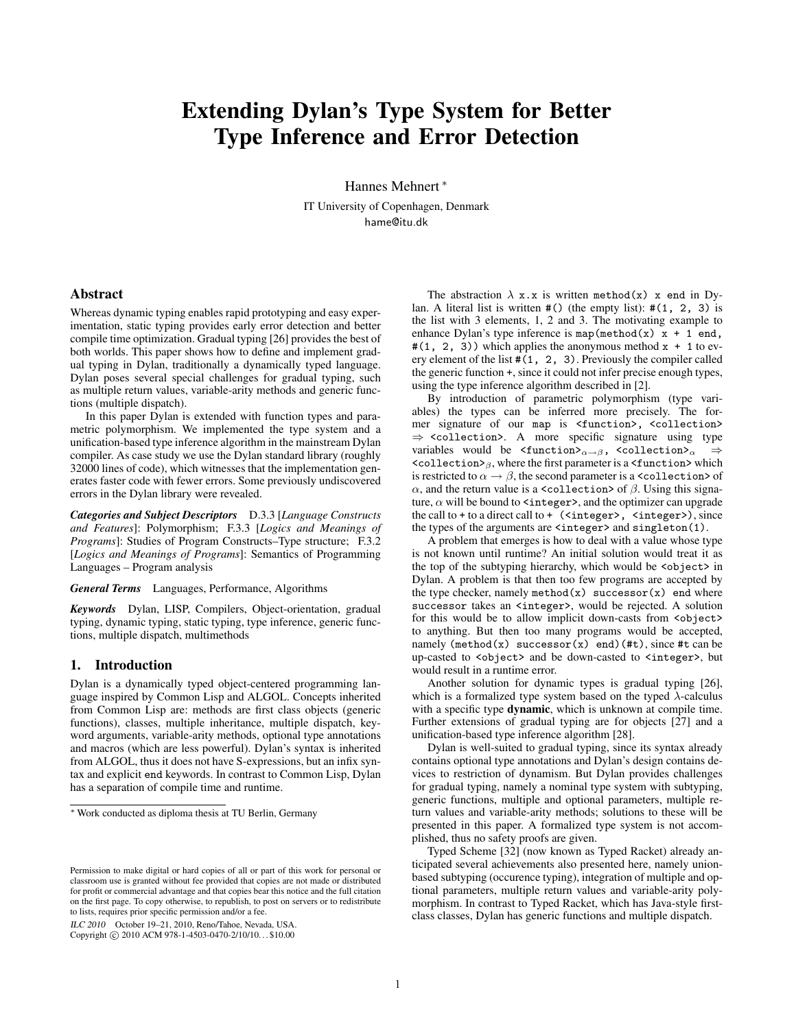# Extending Dylan's Type System for Better Type Inference and Error Detection

Hannes Mehnert *

IT University of Copenhagen, Denmark
hame@itu.dk

## Abstract

Whereas dynamic typing enables rapid prototyping and easy experimentation, static typing provides early error detection and better compile time optimization. Gradual typing [26] provides the best of both worlds. This paper shows how to define and implement gradual typing in Dylan, traditionally a dynamically typed language. Dylan poses several special challenges for gradual typing, such as multiple return values, variable-arity methods and generic functions (multiple dispatch).

In this paper Dylan is extended with function types and parametric polymorphism. We implemented the type system and a unification-based type inference algorithm in the mainstream Dylan compiler. As case study we use the Dylan standard library (roughly 32000 lines of code), which witnesses that the implementation generates faster code with fewer errors. Some previously undiscovered errors in the Dylan library were revealed.

***Categories and Subject Descriptors*** D.3.3 [*Language Constructs and Features*]: Polymorphism; F.3.3 [*Logics and Meanings of Programs*]: Studies of Program Constructs–Type structure; F.3.2 [*Logics and Meanings of Programs*]: Semantics of Programming Languages – Program analysis

***General Terms*** Languages, Performance, Algorithms

***Keywords*** Dylan, LISP, Compilers, Object-orientation, gradual typing, dynamic typing, static typing, type inference, generic functions, multiple dispatch, multimethods

## 1. Introduction

Dylan is a dynamically typed object-centered programming language inspired by Common Lisp and ALGOL. Concepts inherited from Common Lisp are: methods are first class objects (generic functions), classes, multiple inheritance, multiple dispatch, keyword arguments, variable-arity methods, optional type annotations and macros (which are less powerful). Dylan's syntax is inherited from ALGOL, thus it does not have S-expressions, but an infix syntax and explicit `end` keywords. In contrast to Common Lisp, Dylan has a separation of compile time and runtime.

The abstraction $\lambda$ x.x is written `method(x) x end` in Dylan. A literal list is written `#()` (the empty list): `#(1, 2, 3)` is the list with 3 elements, 1, 2 and 3. The motivating example to enhance Dylan's type inference is `map(method(x) x + 1 end, #(1, 2, 3))` which applies the anonymous method `x + 1` to every element of the list `#(1, 2, 3)`. Previously the compiler called the generic function `+`, since it could not infer precise enough types, using the type inference algorithm described in [2].

By introduction of parametric polymorphism (type variables) the types can be inferred more precisely. The former signature of our `map` is `<function>, <collection>` $\Rightarrow$ `<collection>`. A more specific signature using type variables would be `<function>`$_{\alpha\rightarrow\beta}$, `<collection>`$_\alpha$ $\Rightarrow$ `<collection>`$_\beta$, where the first parameter is a `<function>` which is restricted to $\alpha \rightarrow \beta$, the second parameter is a `<collection>` of $\alpha$, and the return value is a `<collection>` of $\beta$. Using this signature, $\alpha$ will be bound to `<integer>`, and the optimizer can upgrade the call to `+` to a direct call to `+ (<integer>, <integer>)`, since the types of the arguments are `<integer>` and `singleton(1)`.

A problem that emerges is how to deal with a value whose type is not known until runtime? An initial solution would treat it as the top of the subtyping hierarchy, which would be `<object>` in Dylan. A problem is that then too few programs are accepted by the type checker, namely `method(x) successor(x) end` where `successor` takes an `<integer>`, would be rejected. A solution for this would be to allow implicit down-casts from `<object>` to anything. But then too many programs would be accepted, namely `(method(x) successor(x) end)(#t)`, since `#t` can be up-casted to `<object>` and be down-casted to `<integer>`, but would result in a runtime error.

Another solution for dynamic types is gradual typing [26], which is a formalized type system based on the typed $\lambda$-calculus with a specific type **dynamic**, which is unknown at compile time. Further extensions of gradual typing are for objects [27] and a unification-based type inference algorithm [28].

Dylan is well-suited to gradual typing, since its syntax already contains optional type annotations and Dylan's design contains devices to restriction of dynamism. But Dylan provides challenges for gradual typing, namely a nominal type system with subtyping, generic functions, multiple and optional parameters, multiple return values and variable-arity methods; solutions to these will be presented in this paper. A formalized type system is not accomplished, thus no safety proofs are given.

Typed Scheme [32] (now known as Typed Racket) already anticipated several achievements also presented here, namely union-based subtyping (occurence typing), integration of multiple and optional parameters, multiple return values and variable-arity polymorphism. In contrast to Typed Racket, which has Java-style first-class classes, Dylan has generic functions and multiple dispatch.

* Work conducted as diploma thesis at TU Berlin, Germany

Permission to make digital or hard copies of all or part of this work for personal or classroom use is granted without fee provided that copies are not made or distributed for profit or commercial advantage and that copies bear this notice and the full citation on the first page. To copy otherwise, to republish, to post on servers or to redistribute to lists, requires prior specific permission and/or a fee.

*ILC 2010* October 19–21, 2010, Reno/Tahoe, Nevada, USA.
Copyright © 2010 ACM 978-1-4503-0470-2/10/10. . . $10.00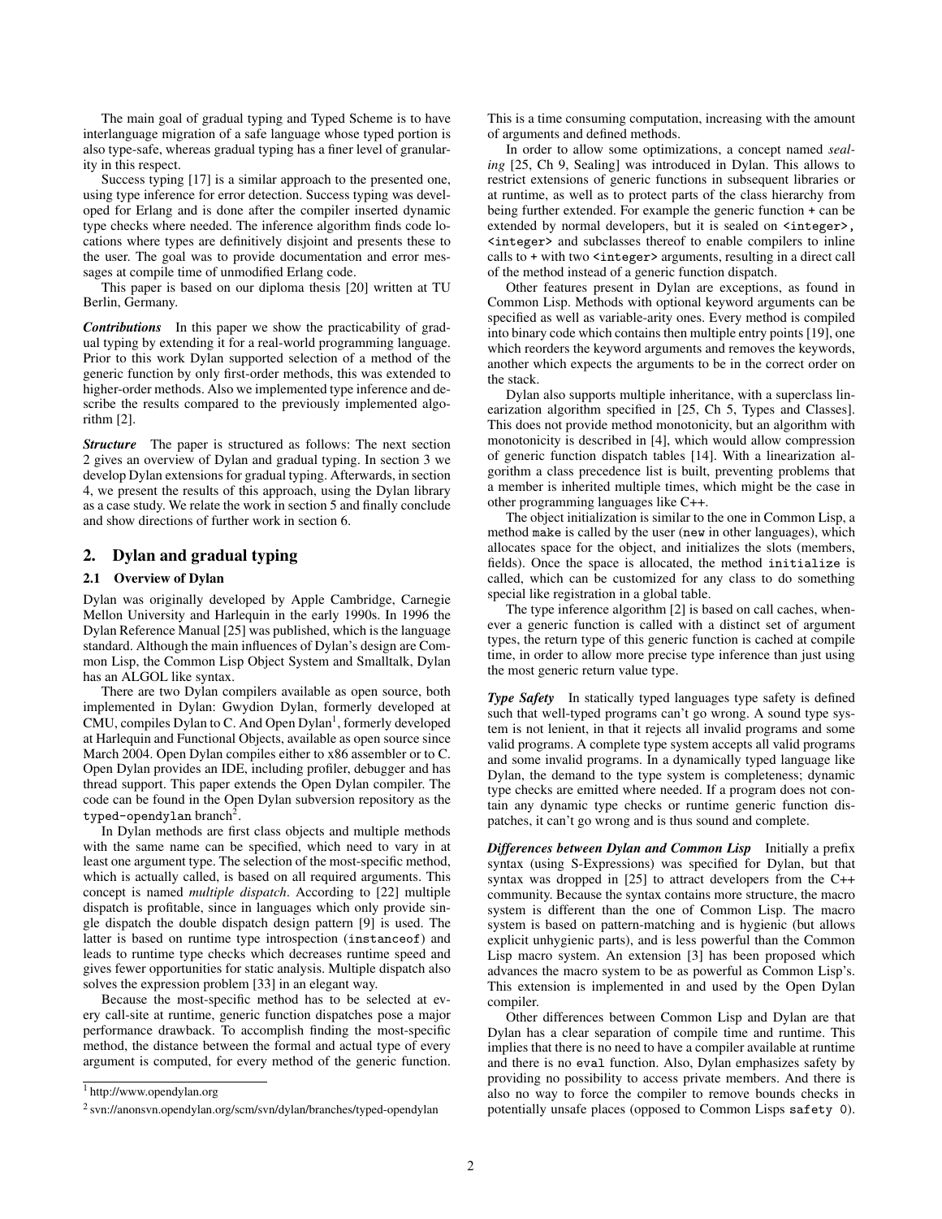The main goal of gradual typing and Typed Scheme is to have interlanguage migration of a safe language whose typed portion is also type-safe, whereas gradual typing has a finer level of granularity in this respect.

Success typing [17] is a similar approach to the presented one, using type inference for error detection. Success typing was developed for Erlang and is done after the compiler inserted dynamic type checks where needed. The inference algorithm finds code locations where types are definitively disjoint and presents these to the user. The goal was to provide documentation and error messages at compile time of unmodified Erlang code.

This paper is based on our diploma thesis [20] written at TU Berlin, Germany.

***Contributions*** In this paper we show the practicability of gradual typing by extending it for a real-world programming language. Prior to this work Dylan supported selection of a method of the generic function by only first-order methods, this was extended to higher-order methods. Also we implemented type inference and describe the results compared to the previously implemented algorithm [2].

***Structure*** The paper is structured as follows: The next section 2 gives an overview of Dylan and gradual typing. In section 3 we develop Dylan extensions for gradual typing. Afterwards, in section 4, we present the results of this approach, using the Dylan library as a case study. We relate the work in section 5 and finally conclude and show directions of further work in section 6.

## 2. Dylan and gradual typing

### 2.1 Overview of Dylan

Dylan was originally developed by Apple Cambridge, Carnegie Mellon University and Harlequin in the early 1990s. In 1996 the Dylan Reference Manual [25] was published, which is the language standard. Although the main influences of Dylan's design are Common Lisp, the Common Lisp Object System and Smalltalk, Dylan has an ALGOL like syntax.

There are two Dylan compilers available as open source, both implemented in Dylan: Gwydion Dylan, formerly developed at CMU, compiles Dylan to C. And Open Dylan[1], formerly developed at Harlequin and Functional Objects, available as open source since March 2004. Open Dylan compiles either to x86 assembler or to C. Open Dylan provides an IDE, including profiler, debugger and has thread support. This paper extends the Open Dylan compiler. The code can be found in the Open Dylan subversion repository as the `typed-opendylan` branch[2].

In Dylan methods are first class objects and multiple methods with the same name can be specified, which need to vary in at least one argument type. The selection of the most-specific method, which is actually called, is based on all required arguments. This concept is named *multiple dispatch*. According to [22] multiple dispatch is profitable, since in languages which only provide single dispatch the double dispatch design pattern [9] is used. The latter is based on runtime type introspection (`instanceof`) and leads to runtime type checks which decreases runtime speed and gives fewer opportunities for static analysis. Multiple dispatch also solves the expression problem [33] in an elegant way.

Because the most-specific method has to be selected at every call-site at runtime, generic function dispatches pose a major performance drawback. To accomplish finding the most-specific method, the distance between the formal and actual type of every argument is computed, for every method of the generic function. This is a time consuming computation, increasing with the amount of arguments and defined methods.

In order to allow some optimizations, a concept named *sealing* [25, Ch 9, Sealing] was introduced in Dylan. This allows to restrict extensions of generic functions in subsequent libraries or at runtime, as well as to protect parts of the class hierarchy from being further extended. For example the generic function + can be extended by normal developers, but it is sealed on `<integer>, <integer>` and subclasses thereof to enable compilers to inline calls to + with two `<integer>` arguments, resulting in a direct call of the method instead of a generic function dispatch.

Other features present in Dylan are exceptions, as found in Common Lisp. Methods with optional keyword arguments can be specified as well as variable-arity ones. Every method is compiled into binary code which contains then multiple entry points [19], one which reorders the keyword arguments and removes the keywords, another which expects the arguments to be in the correct order on the stack.

Dylan also supports multiple inheritance, with a superclass linearization algorithm specified in [25, Ch 5, Types and Classes]. This does not provide method monotonicity, but an algorithm with monotonicity is described in [4], which would allow compression of generic function dispatch tables [14]. With a linearization algorithm a class precedence list is built, preventing problems that a member is inherited multiple times, which might be the case in other programming languages like C++.

The object initialization is similar to the one in Common Lisp, a method `make` is called by the user (`new` in other languages), which allocates space for the object, and initializes the slots (members, fields). Once the space is allocated, the method `initialize` is called, which can be customized for any class to do something special like registration in a global table.

The type inference algorithm [2] is based on call caches, whenever a generic function is called with a distinct set of argument types, the return type of this generic function is cached at compile time, in order to allow more precise type inference than just using the most generic return value type.

***Type Safety*** In statically typed languages type safety is defined such that well-typed programs can't go wrong. A sound type system is not lenient, in that it rejects all invalid programs and some valid programs. A complete type system accepts all valid programs and some invalid programs. In a dynamically typed language like Dylan, the demand to the type system is completeness; dynamic type checks are emitted where needed. If a program does not contain any dynamic type checks or runtime generic function dispatches, it can't go wrong and is thus sound and complete.

***Differences between Dylan and Common Lisp*** Initially a prefix syntax (using S-Expressions) was specified for Dylan, but that syntax was dropped in [25] to attract developers from the C++ community. Because the syntax contains more structure, the macro system is different than the one of Common Lisp. The macro system is based on pattern-matching and is hygienic (but allows explicit unhygienic parts), and is less powerful than the Common Lisp macro system. An extension [3] has been proposed which advances the macro system to be as powerful as Common Lisp's. This extension is implemented in and used by the Open Dylan compiler.

Other differences between Common Lisp and Dylan are that Dylan has a clear separation of compile time and runtime. This implies that there is no need to have a compiler available at runtime and there is no `eval` function. Also, Dylan emphasizes safety by providing no possibility to access private members. And there is also no way to force the compiler to remove bounds checks in potentially unsafe places (opposed to Common Lisps `safety 0`).

[1] http://www.opendylan.org

[2] svn://anonsvn.opendylan.org/scm/svn/dylan/branches/typed-opendylan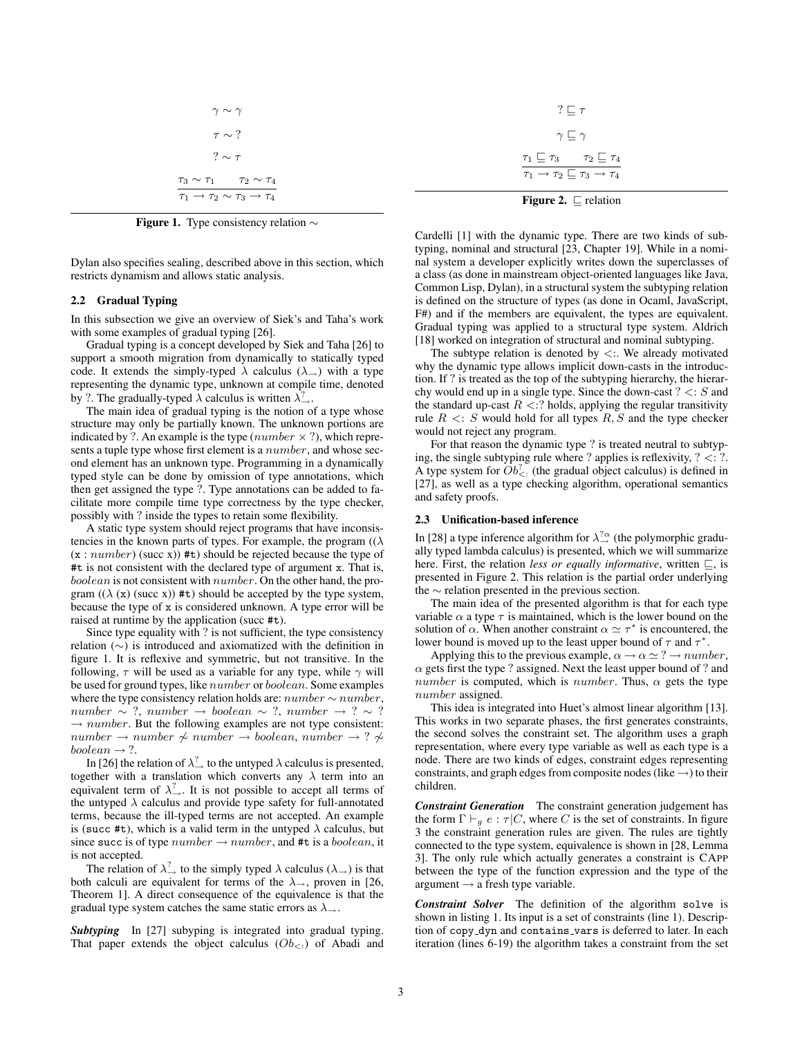$$\gamma \sim \gamma$$

$$\tau \sim ?$$

$$? \sim \tau$$

$$\frac{\tau_3 \sim \tau_1 \qquad \tau_2 \sim \tau_4}{\tau_1 \rightarrow \tau_2 \sim \tau_3 \rightarrow \tau_4}$$

**Figure 1.** Type consistency relation $\sim$

Dylan also specifies sealing, described above in this section, which restricts dynamism and allows static analysis.

### 2.2 Gradual Typing

In this subsection we give an overview of Siek's and Taha's work with some examples of gradual typing [26].

Gradual typing is a concept developed by Siek and Taha [26] to support a smooth migration from dynamically to statically typed code. It extends the simply-typed $\lambda$ calculus ($\lambda_{\rightarrow}$) with a type representing the dynamic type, unknown at compile time, denoted by ?. The gradually-typed $\lambda$ calculus is written $\lambda^{?}_{\rightarrow}$.

The main idea of gradual typing is the notion of a type whose structure may only be partially known. The unknown portions are indicated by ?. An example is the type ($number \times ?$), which represents a tuple type whose first element is a $number$, and whose second element has an unknown type. Programming in a dynamically typed style can be done by omission of type annotations, which then get assigned the type ?. Type annotations can be added to facilitate more compile time type correctness by the type checker, possibly with ? inside the types to retain some flexibility.

A static type system should reject programs that have inconsistencies in the known parts of types. For example, the program (($\lambda$ (`x` : $number$) (succ x)) `#t`) should be rejected because the type of `#t` is not consistent with the declared type of argument `x`. That is, $boolean$ is not consistent with $number$. On the other hand, the program (($\lambda$ (`x`) (succ x)) `#t`) should be accepted by the type system, because the type of `x` is considered unknown. A type error will be raised at runtime by the application (succ `#t`).

Since type equality with ? is not sufficient, the type consistency relation ($\sim$) is introduced and axiomatized with the definition in figure 1. It is reflexive and symmetric, but not transitive. In the following, $\tau$ will be used as a variable for any type, while $\gamma$ will be used for ground types, like $number$ or $boolean$. Some examples where the type consistency relation holds are: $number \sim number$, $number \sim ?$, $number \rightarrow boolean \sim ?$, $number \rightarrow ? \sim ? \rightarrow number$. But the following examples are not type consistent: $number \rightarrow number \not\sim number \rightarrow boolean$, $number \rightarrow ? \not\sim boolean \rightarrow ?$.

In [26] the relation of $\lambda^{?}_{\rightarrow}$ to the untyped $\lambda$ calculus is presented, together with a translation which converts any $\lambda$ term into an equivalent term of $\lambda^{?}_{\rightarrow}$. It is not possible to accept all terms of the untyped $\lambda$ calculus and provide type safety for full-annotated terms, because the ill-typed terms are not accepted. An example is (`succ #t`), which is a valid term in the untyped $\lambda$ calculus, but since `succ` is of type $number \rightarrow number$, and `#t` is a $boolean$, it is not accepted.

The relation of $\lambda^{?}_{\rightarrow}$ to the simply typed $\lambda$ calculus ($\lambda_{\rightarrow}$) is that both calculi are equivalent for terms of the $\lambda_{\rightarrow}$, proven in [26, Theorem 1]. A direct consequence of the equivalence is that the gradual type system catches the same static errors as $\lambda_{\rightarrow}$.

***Subtyping*** In [27] subyping is integrated into gradual typing. That paper extends the object calculus ($Ob_{<:}$) of Abadi and Cardelli [1] with the dynamic type. There are two kinds of subtyping, nominal and structural [23, Chapter 19]. While in a nominal system a developer explicitly writes down the superclasses of a class (as done in mainstream object-oriented languages like Java, Common Lisp, Dylan), in a structural system the subtyping relation is defined on the structure of types (as done in Ocaml, JavaScript, F#) and if the members are equivalent, the types are equivalent. Gradual typing was applied to a structural type system. Aldrich [18] worked on integration of structural and nominal subtyping.

The subtype relation is denoted by $<:$. We already motivated why the dynamic type allows implicit down-casts in the introduction. If ? is treated as the top of the subtyping hierarchy, the hierarchy would end up in a single type. Since the down-cast $? <: S$ and the standard up-cast $R <: ?$ holds, applying the regular transitivity rule $R <: S$ would hold for all types $R, S$ and the type checker would not reject any program.

For that reason the dynamic type ? is treated neutral to subtyping, the single subtyping rule where ? applies is reflexivity, $? <: ?$. A type system for $Ob^{?}_{<:}$ (the gradual object calculus) is defined in [27], as well as a type checking algorithm, operational semantics and safety proofs.

$$? \sqsubseteq \tau$$

$$\gamma \sqsubseteq \gamma$$

$$\frac{\tau_1 \sqsubseteq \tau_3 \qquad \tau_2 \sqsubseteq \tau_4}{\tau_1 \rightarrow \tau_2 \sqsubseteq \tau_3 \rightarrow \tau_4}$$

**Figure 2.** $\sqsubseteq$ relation

### 2.3 Unification-based inference

In [28] a type inference algorithm for $\lambda^{?\alpha}_{\rightarrow}$ (the polymorphic gradually typed lambda calculus) is presented, which we will summarize here. First, the relation *less or equally informative*, written $\sqsubseteq$, is presented in Figure 2. This relation is the partial order underlying the $\sim$ relation presented in the previous section.

The main idea of the presented algorithm is that for each type variable $\alpha$ a type $\tau$ is maintained, which is the lower bound on the solution of $\alpha$. When another constraint $\alpha \simeq \tau^*$ is encountered, the lower bound is moved up to the least upper bound of $\tau$ and $\tau^*$.

Applying this to the previous example, $\alpha \rightarrow \alpha \simeq ? \rightarrow number$, $\alpha$ gets first the type ? assigned. Next the least upper bound of ? and $number$ is computed, which is $number$. Thus, $\alpha$ gets the type $number$ assigned.

This idea is integrated into Huet's almost linear algorithm [13]. This works in two separate phases, the first generates constraints, the second solves the constraint set. The algorithm uses a graph representation, where every type variable as well as each type is a node. There are two kinds of edges, constraint edges representing constraints, and graph edges from composite nodes (like $\rightarrow$) to their children.

***Constraint Generation*** The constraint generation judgement has the form $\Gamma \vdash_g e : \tau | C$, where $C$ is the set of constraints. In figure 3 the constraint generation rules are given. The rules are tightly connected to the type system, equivalence is shown in [28, Lemma 3]. The only rule which actually generates a constraint is CAPP between the type of the function expression and the type of the argument $\rightarrow$ a fresh type variable.

***Constraint Solver*** The definition of the algorithm `solve` is shown in listing 1. Its input is a set of constraints (line 1). Description of `copy_dyn` and `contains_vars` is deferred to later. In each iteration (lines 6-19) the algorithm takes a constraint from the set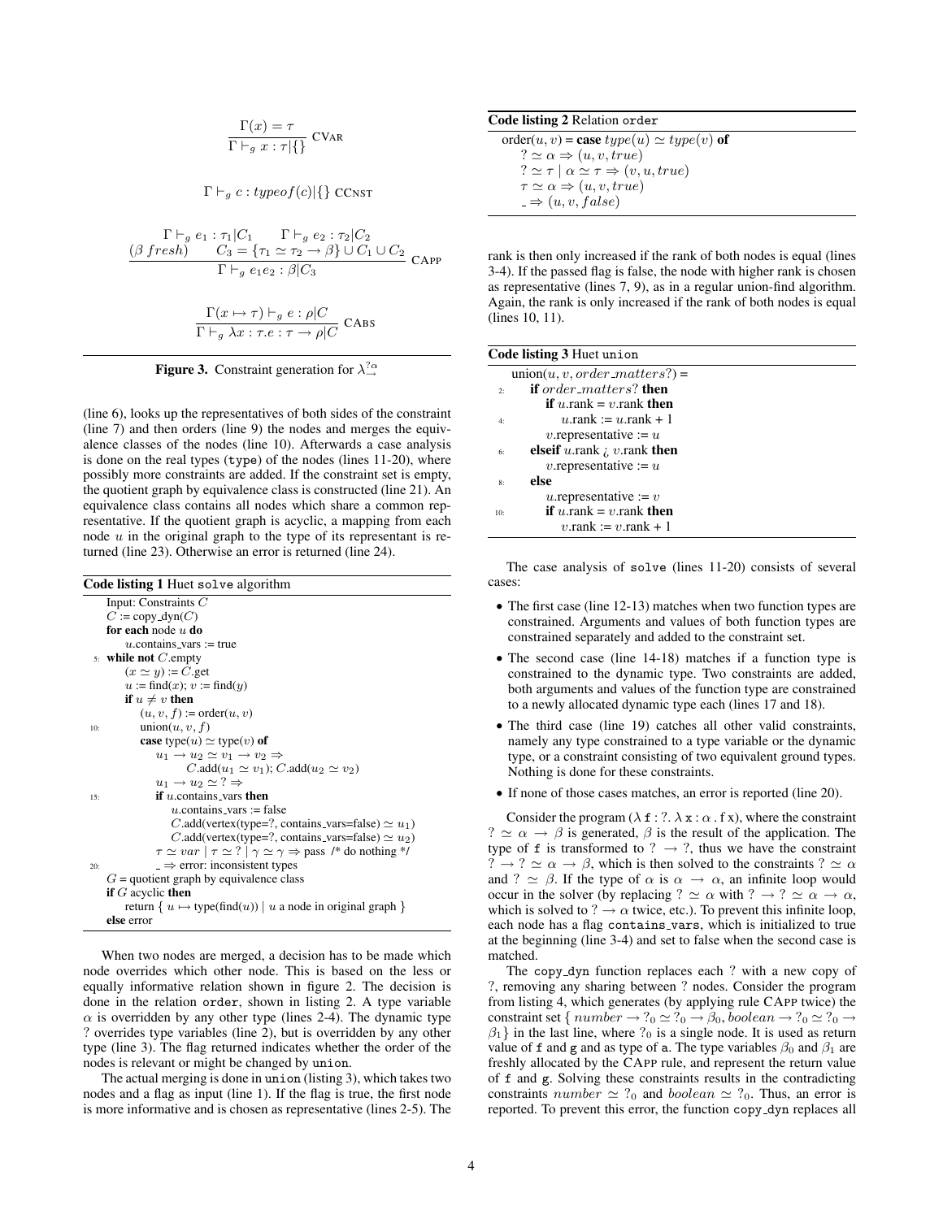$$\frac{\Gamma(x) = \tau}{\Gamma \vdash_g x : \tau | \{\}} \text{ CVAR}$$

$$\Gamma \vdash_g c : typeof(c) | \{\} \text{ CCNST}$$

$$\frac{\Gamma \vdash_g e_1 : \tau_1 | C_1 \qquad \Gamma \vdash_g e_2 : \tau_2 | C_2 \qquad (\beta\ fresh) \qquad C_3 = \{\tau_1 \simeq \tau_2 \rightarrow \beta\} \cup C_1 \cup C_2}{\Gamma \vdash_g e_1 e_2 : \beta | C_3} \text{ CAPP}$$

$$\frac{\Gamma(x \mapsto \tau) \vdash_g e : \rho | C}{\Gamma \vdash_g \lambda x : \tau . e : \tau \rightarrow \rho | C} \text{ CABS}$$

**Figure 3.** Constraint generation for $\lambda^{?\alpha}_{\rightarrow}$

(line 6), looks up the representatives of both sides of the constraint (line 7) and then orders (line 9) the nodes and merges the equivalence classes of the nodes (line 10). Afterwards a case analysis is done on the real types (`type`) of the nodes (lines 11-20), where possibly more constraints are added. If the constraint set is empty, the quotient graph by equivalence class is constructed (line 21). An equivalence class contains all nodes which share a common representative. If the quotient graph is acyclic, a mapping from each node $u$ in the original graph to the type of its representant is returned (line 23). Otherwise an error is returned (line 24).

**Code listing 1** Huet `solve` algorithm

```
    Input: Constraints C
    C := copy_dyn(C)
    for each node u do
        u.contains_vars := true
 5: while not C.empty
        (x ≃ y) := C.get
        u := find(x); v := find(y)
        if u ≠ v then
            (u, v, f) := order(u, v)
10:         union(u, v, f)
            case type(u) ≃ type(v) of
                u1 → u2 ≃ v1 → v2 ⇒
                    C.add(u1 ≃ v1); C.add(u2 ≃ v2)
                u1 → u2 ≃ ? ⇒
15:             if u.contains_vars then
                    u.contains_vars := false
                    C.add(vertex(type=?, contains_vars=false) ≃ u1)
                    C.add(vertex(type=?, contains_vars=false) ≃ u2)
                τ ≃ var | τ ≃ ? | γ ≃ γ ⇒ pass /* do nothing */
20:             _ ⇒ error: inconsistent types
    G = quotient graph by equivalence class
    if G acyclic then
        return { u ↦ type(find(u)) | u a node in original graph }
    else error
```

When two nodes are merged, a decision has to be made which node overrides which other node. This is based on the less or equally informative relation shown in figure 2. The decision is done in the relation `order`, shown in listing 2. A type variable $\alpha$ is overridden by any other type (lines 2-4). The dynamic type ? overrides type variables (line 2), but is overridden by any other type (line 3). The flag returned indicates whether the order of the nodes is relevant or might be changed by `union`.

The actual merging is done in `union` (listing 3), which takes two nodes and a flag as input (line 1). If the flag is true, the first node is more informative and is chosen as representative (lines 2-5). The rank is then only increased if the rank of both nodes is equal (lines 3-4). If the passed flag is false, the node with higher rank is chosen as representative (lines 7, 9), as in a regular union-find algorithm. Again, the rank is only increased if the rank of both nodes is equal (lines 10, 11).

**Code listing 2** Relation `order`

```
order(u, v) = case type(u) ≃ type(v) of
    ? ≃ α ⇒ (u, v, true)
    ? ≃ τ | α ≃ τ ⇒ (v, u, true)
    τ ≃ α ⇒ (u, v, true)
    _ ⇒ (u, v, false)
```

**Code listing 3** Huet `union`

```
    union(u, v, order_matters?) =
 2:     if order_matters? then
            if u.rank = v.rank then
 4:             u.rank := u.rank + 1
            v.representative := u
 6:     elseif u.rank > v.rank then
            v.representative := u
 8:     else
            u.representative := v
10:         if u.rank = v.rank then
                v.rank := v.rank + 1
```

The case analysis of `solve` (lines 11-20) consists of several cases:

- The first case (line 12-13) matches when two function types are constrained. Arguments and values of both function types are constrained separately and added to the constraint set.
- The second case (line 14-18) matches if a function type is constrained to the dynamic type. Two constraints are added, both arguments and values of the function type are constrained to a newly allocated dynamic type each (lines 17 and 18).
- The third case (line 19) catches all other valid constraints, namely any type constrained to a type variable or the dynamic type, or a constraint consisting of two equivalent ground types. Nothing is done for these constraints.
- If none of those cases matches, an error is reported (line 20).

Consider the program ($\lambda$ `f` : ?. $\lambda$ `x` : $\alpha$ . `f x`), where the constraint $? \simeq \alpha \rightarrow \beta$ is generated, $\beta$ is the result of the application. The type of `f` is transformed to $? \rightarrow ?$, thus we have the constraint $? \rightarrow ? \simeq \alpha \rightarrow \beta$, which is then solved to the constraints $? \simeq \alpha$ and $? \simeq \beta$. If the type of $\alpha$ is $\alpha \rightarrow \alpha$, an infinite loop would occur in the solver (by replacing $? \simeq \alpha$ with $? \rightarrow ? \simeq \alpha \rightarrow \alpha$, which is solved to $? \rightarrow \alpha$ twice, etc.). To prevent this infinite loop, each node has a flag `contains_vars`, which is initialized to true at the beginning (line 3-4) and set to false when the second case is matched.

The `copy_dyn` function replaces each ? with a new copy of ?, removing any sharing between ? nodes. Consider the program from listing 4, which generates (by applying rule CAPP twice) the constraint set $\{\, number \rightarrow ?_0 \simeq ?_0 \rightarrow \beta_0, boolean \rightarrow ?_0 \simeq ?_0 \rightarrow \beta_1 \}$ in the last line, where $?_0$ is a single node. It is used as return value of `f` and `g` and as type of `a`. The type variables $\beta_0$ and $\beta_1$ are freshly allocated by the CAPP rule, and represent the return value of `f` and `g`. Solving these constraints results in the contradicting constraints $number \simeq ?_0$ and $boolean \simeq ?_0$. Thus, an error is reported. To prevent this error, the function `copy_dyn` replaces all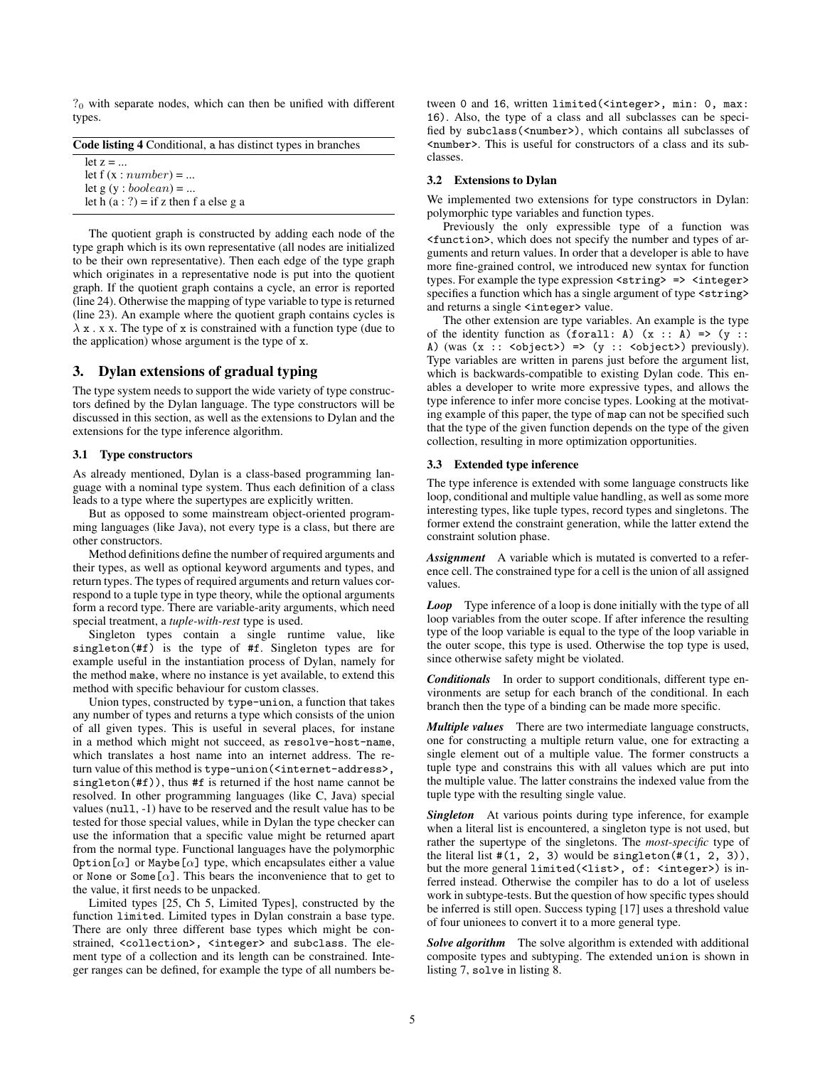$?_0$ with separate nodes, which can then be unified with different types.

**Code listing 4** Conditional, `a` has distinct types in branches

```
let z = ...
let f (x : number) = ...
let g (y : boolean) = ...
let h (a : ?) = if z then f a else g a
```

The quotient graph is constructed by adding each node of the type graph which is its own representative (all nodes are initialized to be their own representative). Then each edge of the type graph which originates in a representative node is put into the quotient graph. If the quotient graph contains a cycle, an error is reported (line 24). Otherwise the mapping of type variable to type is returned (line 23). An example where the quotient graph contains cycles is $\lambda$ x . x x. The type of x is constrained with a function type (due to the application) whose argument is the type of x.

## 3. Dylan extensions of gradual typing

The type system needs to support the wide variety of type constructors defined by the Dylan language. The type constructors will be discussed in this section, as well as the extensions to Dylan and the extensions for the type inference algorithm.

### 3.1 Type constructors

As already mentioned, Dylan is a class-based programming language with a nominal type system. Thus each definition of a class leads to a type where the supertypes are explicitly written.

But as opposed to some mainstream object-oriented programming languages (like Java), not every type is a class, but there are other constructors.

Method definitions define the number of required arguments and their types, as well as optional keyword arguments and types, and return types. The types of required arguments and return values correspond to a tuple type in type theory, while the optional arguments form a record type. There are variable-arity arguments, which need special treatment, a *tuple-with-rest* type is used.

Singleton types contain a single runtime value, like `singleton(#f)` is the type of `#f`. Singleton types are for example useful in the instantiation process of Dylan, namely for the method `make`, where no instance is yet available, to extend this method with specific behaviour for custom classes.

Union types, constructed by `type-union`, a function that takes any number of types and returns a type which consists of the union of all given types. This is useful in several places, for instane in a method which might not succeed, as `resolve-host-name`, which translates a host name into an internet address. The return value of this method is `type-union(<internet-address>, singleton(#f))`, thus `#f` is returned if the host name cannot be resolved. In other programming languages (like C, Java) special values (`null`, -1) have to be reserved and the result value has to be tested for those special values, while in Dylan the type checker can use the information that a specific value might be returned apart from the normal type. Functional languages have the polymorphic Option[$\alpha$] or Maybe[$\alpha$] type, which encapsulates either a value or None or Some[$\alpha$]. This bears the inconvenience that to get to the value, it first needs to be unpacked.

Limited types [25, Ch 5, Limited Types], constructed by the function `limited`. Limited types in Dylan constrain a base type. There are only three different base types which might be constrained, `<collection>`, `<integer>` and `subclass`. The element type of a collection and its length can be constrained. Integer ranges can be defined, for example the type of all numbers between 0 and 16, written `limited(<integer>, min: 0, max: 16)`. Also, the type of a class and all subclasses can be specified by `subclass(<number>)`, which contains all subclasses of `<number>`. This is useful for constructors of a class and its subclasses.

### 3.2 Extensions to Dylan

We implemented two extensions for type constructors in Dylan: polymorphic type variables and function types.

Previously the only expressible type of a function was `<function>`, which does not specify the number and types of arguments and return values. In order that a developer is able to have more fine-grained control, we introduced new syntax for function types. For example the type expression `<string> => <integer>` specifies a function which has a single argument of type `<string>` and returns a single `<integer>` value.

The other extension are type variables. An example is the type of the identity function as `(forall: A) (x :: A) => (y :: A)` (was `(x :: <object>) => (y :: <object>)` previously). Type variables are written in parens just before the argument list, which is backwards-compatible to existing Dylan code. This enables a developer to write more expressive types, and allows the type inference to infer more concise types. Looking at the motivating example of this paper, the type of `map` can not be specified such that the type of the given function depends on the type of the given collection, resulting in more optimization opportunities.

### 3.3 Extended type inference

The type inference is extended with some language constructs like loop, conditional and multiple value handling, as well as some more interesting types, like tuple types, record types and singletons. The former extend the constraint generation, while the latter extend the constraint solution phase.

***Assignment*** A variable which is mutated is converted to a reference cell. The constrained type for a cell is the union of all assigned values.

***Loop*** Type inference of a loop is done initially with the type of all loop variables from the outer scope. If after inference the resulting type of the loop variable is equal to the type of the loop variable in the outer scope, this type is used. Otherwise the top type is used, since otherwise safety might be violated.

***Conditionals*** In order to support conditionals, different type environments are setup for each branch of the conditional. In each branch then the type of a binding can be made more specific.

***Multiple values*** There are two intermediate language constructs, one for constructing a multiple return value, one for extracting a single element out of a multiple value. The former constructs a tuple type and constrains this with all values which are put into the multiple value. The latter constrains the indexed value from the tuple type with the resulting single value.

***Singleton*** At various points during type inference, for example when a literal list is encountered, a singleton type is not used, but rather the supertype of the singletons. The *most-specific* type of the literal list `#(1, 2, 3)` would be `singleton(#(1, 2, 3))`, but the more general `limited(<list>, of: <integer>)` is inferred instead. Otherwise the compiler has to do a lot of useless work in subtype-tests. But the question of how specific types should be inferred is still open. Success typing [17] uses a threshold value of four unionees to convert it to a more general type.

***Solve algorithm*** The solve algorithm is extended with additional composite types and subtyping. The extended `union` is shown in listing 7, `solve` in listing 8.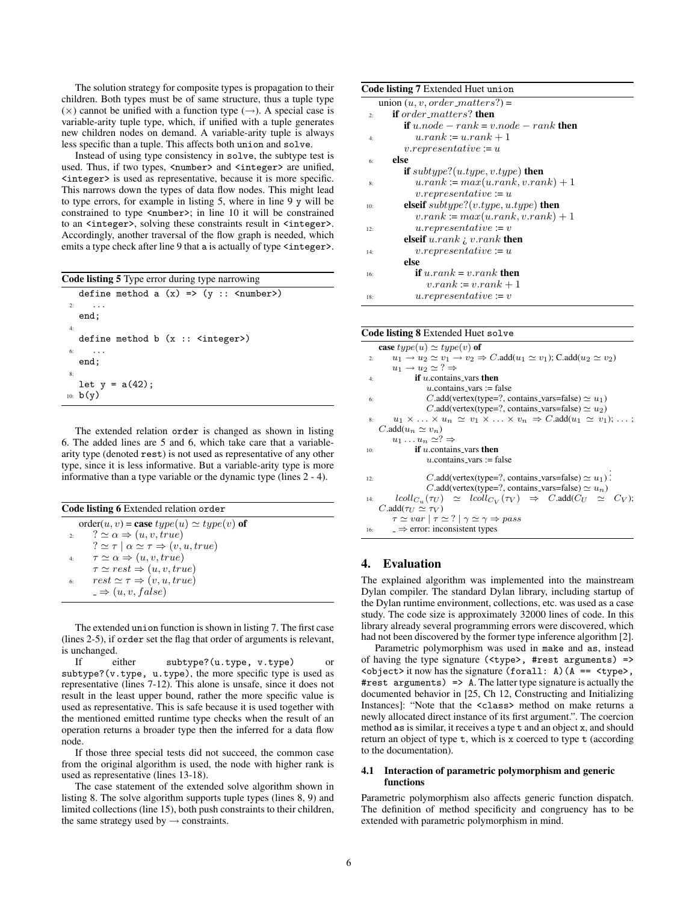The solution strategy for composite types is propagation to their children. Both types must be of same structure, thus a tuple type ($\times$) cannot be unified with a function type ($\rightarrow$). A special case is variable-arity tuple type, which, if unified with a tuple generates new children nodes on demand. A variable-arity tuple is always less specific than a tuple. This affects both `union` and `solve`.

Instead of using type consistency in `solve`, the subtype test is used. Thus, if two types, `<number>` and `<integer>` are unified, `<integer>` is used as representative, because it is more specific. This narrows down the types of data flow nodes. This might lead to type errors, for example in listing 5, where in line 9 `y` will be constrained to type `<number>`; in line 10 it will be constrained to an `<integer>`, solving these constraints result in `<integer>`. Accordingly, another traversal of the flow graph is needed, which emits a type check after line 9 that `a` is actually of type `<integer>`.

**Code listing 5** Type error during type narrowing

```
   define method a (x) => (y :: <number>)
2:   ...
   end;
4:
   define method b (x :: <integer>)
6:   ...
   end;
8:
   let y = a(42);
10: b(y)
```

The extended relation `order` is changed as shown in listing 6. The added lines are 5 and 6, which take care that a variable-arity type (denoted `rest`) is not used as representative of any other type, since it is less informative. But a variable-arity type is more informative than a type variable or the dynamic type (lines 2 - 4).

**Code listing 6** Extended relation `order`

```
   order(u, v) = case type(u) ≃ type(v) of
2:   ? ≃ α ⇒ (u, v, true)
     ? ≃ τ | α ≃ τ ⇒ (v, u, true)
4:   τ ≃ α ⇒ (u, v, true)
     τ ≃ rest ⇒ (u, v, true)
6:   rest ≃ τ ⇒ (v, u, true)
     _ ⇒ (u, v, false)
```

The extended `union` function is shown in listing 7. The first case (lines 2-5), if `order` set the flag that order of arguments is relevant, is unchanged.

If either `subtype?(u.type, v.type)` or `subtype?(v.type, u.type)`, the more specific type is used as representative (lines 7-12). This alone is unsafe, since it does not result in the least upper bound, rather the more specific value is used as representative. This is safe because it is used together with the mentioned emitted runtime type checks when the result of an operation returns a broader type then the inferred for a data flow node.

If those three special tests did not succeed, the common case from the original algorithm is used, the node with higher rank is used as representative (lines 13-18).

The case statement of the extended solve algorithm shown in listing 8. The solve algorithm supports tuple types (lines 8, 9) and limited collections (line 15), both push constraints to their children, the same strategy used by $\rightarrow$ constraints.

**Code listing 7** Extended Huet `union`

```
   union (u, v, order_matters?) =
2:   if order_matters? then
       if u.node − rank = v.node − rank then
4:       u.rank := u.rank + 1
       v.representative := u
6:   else
       if subtype?(u.type, v.type) then
8:       u.rank := max(u.rank, v.rank) + 1
         v.representative := u
10:    elseif subtype?(v.type, u.type) then
         v.rank := max(u.rank, v.rank) + 1
12:      u.representative := v
       elseif u.rank > v.rank then
14:      v.representative := u
       else
16:      if u.rank = v.rank then
           v.rank := v.rank + 1
18:      u.representative := v
```

**Code listing 8** Extended Huet `solve`

```
   case type(u) ≃ type(v) of
2:   u1 → u2 ≃ v1 → v2 ⇒ C.add(u1 ≃ v1); C.add(u2 ≃ v2)
     u1 → u2 ≃ ? ⇒
4:       if u.contains_vars then
           u.contains_vars := false
6:         C.add(vertex(type=?, contains_vars=false) ≃ u1)
           C.add(vertex(type=?, contains_vars=false) ≃ u2)
8:   u1 × ... × un ≃ v1 × ... × vn ⇒ C.add(u1 ≃ v1); ... ;
   C.add(un ≃ vn)
     u1 ... un ≃? ⇒
10:      if u.contains_vars then
           u.contains_vars := false
                                                            ⋮
12:        C.add(vertex(type=?, contains_vars=false) ≃ u1)
           C.add(vertex(type=?, contains_vars=false) ≃ un)
14:  lcoll_{C_U}(τ_U) ≃ lcoll_{C_V}(τ_V) ⇒ C.add(C_U ≃ C_V);
   C.add(τ_U ≃ τ_V)
     τ ≃ var | τ ≃ ? | γ ≃ γ ⇒ pass
16:  _ ⇒ error: inconsistent types
```

## 4. Evaluation

The explained algorithm was implemented into the mainstream Dylan compiler. The standard Dylan library, including startup of the Dylan runtime environment, collections, etc. was used as a case study. The code size is approximately 32000 lines of code. In this library already several programming errors were discovered, which had not been discovered by the former type inference algorithm [2].

Parametric polymorphism was used in `make` and `as`, instead of having the type signature `(<type>, #rest arguments) => <object>` it now has the signature `(forall: A)(A == <type>, #rest arguments) => A`. The latter type signature is actually the documented behavior in [25, Ch 12, Constructing and Initializing Instances]: "Note that the `<class>` method on make returns a newly allocated direct instance of its first argument.". The coercion method `as` is similar, it receives a type `t` and an object `x`, and should return an object of type `t`, which is `x` coerced to type `t` (according to the documentation).

### 4.1 Interaction of parametric polymorphism and generic functions

Parametric polymorphism also affects generic function dispatch. The definition of method specificity and congruency has to be extended with parametric polymorphism in mind.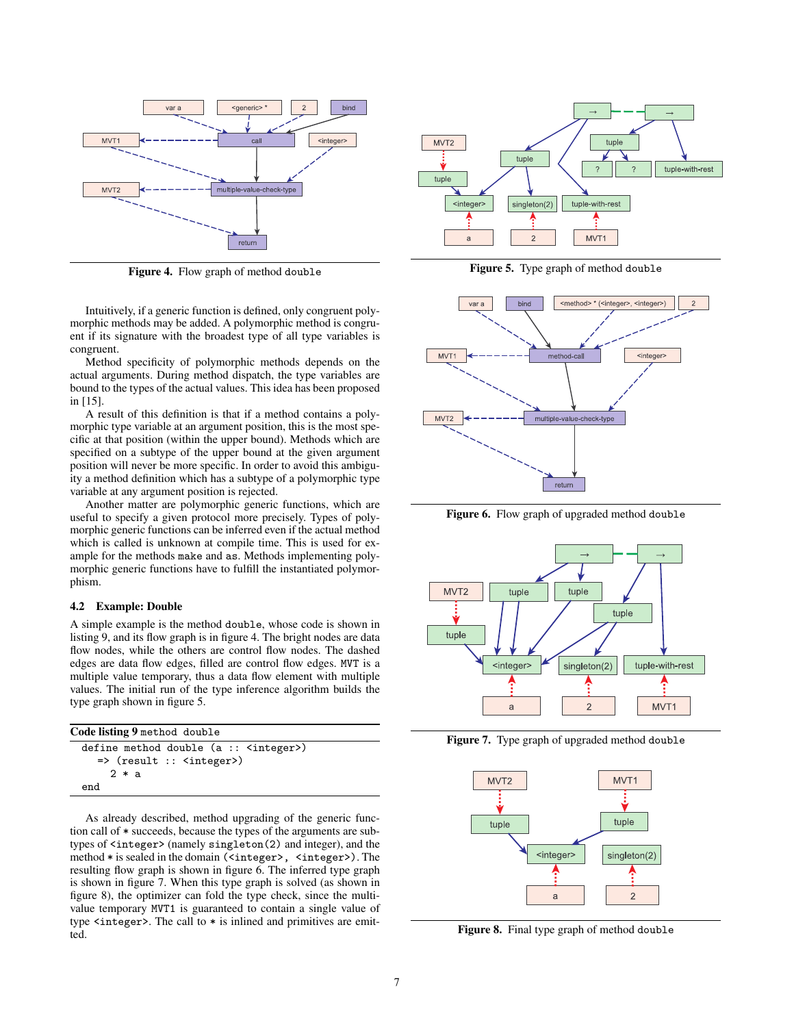Figure 4. Flow graph of method `double`

Figure 5. Type graph of method `double`

Intuitively, if a generic function is defined, only congruent polymorphic methods may be added. A polymorphic method is congruent if its signature with the broadest type of all type variables is congruent.

Method specificity of polymorphic methods depends on the actual arguments. During method dispatch, the type variables are bound to the types of the actual values. This idea has been proposed in [15].

A result of this definition is that if a method contains a polymorphic type variable at an argument position, this is the most specific at that position (within the upper bound). Methods which are specified on a subtype of the upper bound at the given argument position will never be more specific. In order to avoid this ambiguity a method definition which has a subtype of a polymorphic type variable at any argument position is rejected.

Another matter are polymorphic generic functions, which are useful to specify a given protocol more precisely. Types of polymorphic generic functions can be inferred even if the actual method which is called is unknown at compile time. This is used for example for the methods `make` and `as`. Methods implementing polymorphic generic functions have to fulfill the instantiated polymorphism.

### 4.2 Example: Double

A simple example is the method `double`, whose code is shown in listing 9, and its flow graph is in figure 4. The bright nodes are data flow nodes, while the others are control flow nodes. The dashed edges are data flow edges, filled are control flow edges. `MVT` is a multiple value temporary, thus a data flow element with multiple values. The initial run of the type inference algorithm builds the type graph shown in figure 5.

**Code listing 9** `method double`

```
define method double (a :: <integer>)
  => (result :: <integer>)
    2 * a
end
```

As already described, method upgrading of the generic function call of `*` succeeds, because the types of the arguments are subtypes of `<integer>` (namely `singleton(2)` and integer), and the method `*` is sealed in the domain `(<integer>, <integer>)`. The resulting flow graph is shown in figure 6. The inferred type graph is shown in figure 7. When this type graph is solved (as shown in figure 8), the optimizer can fold the type check, since the multi-value temporary `MVT1` is guaranteed to contain a single value of type `<integer>`. The call to `*` is inlined and primitives are emitted.

Figure 6. Flow graph of upgraded method `double`

Figure 7. Type graph of upgraded method `double`

Figure 8. Final type graph of method `double`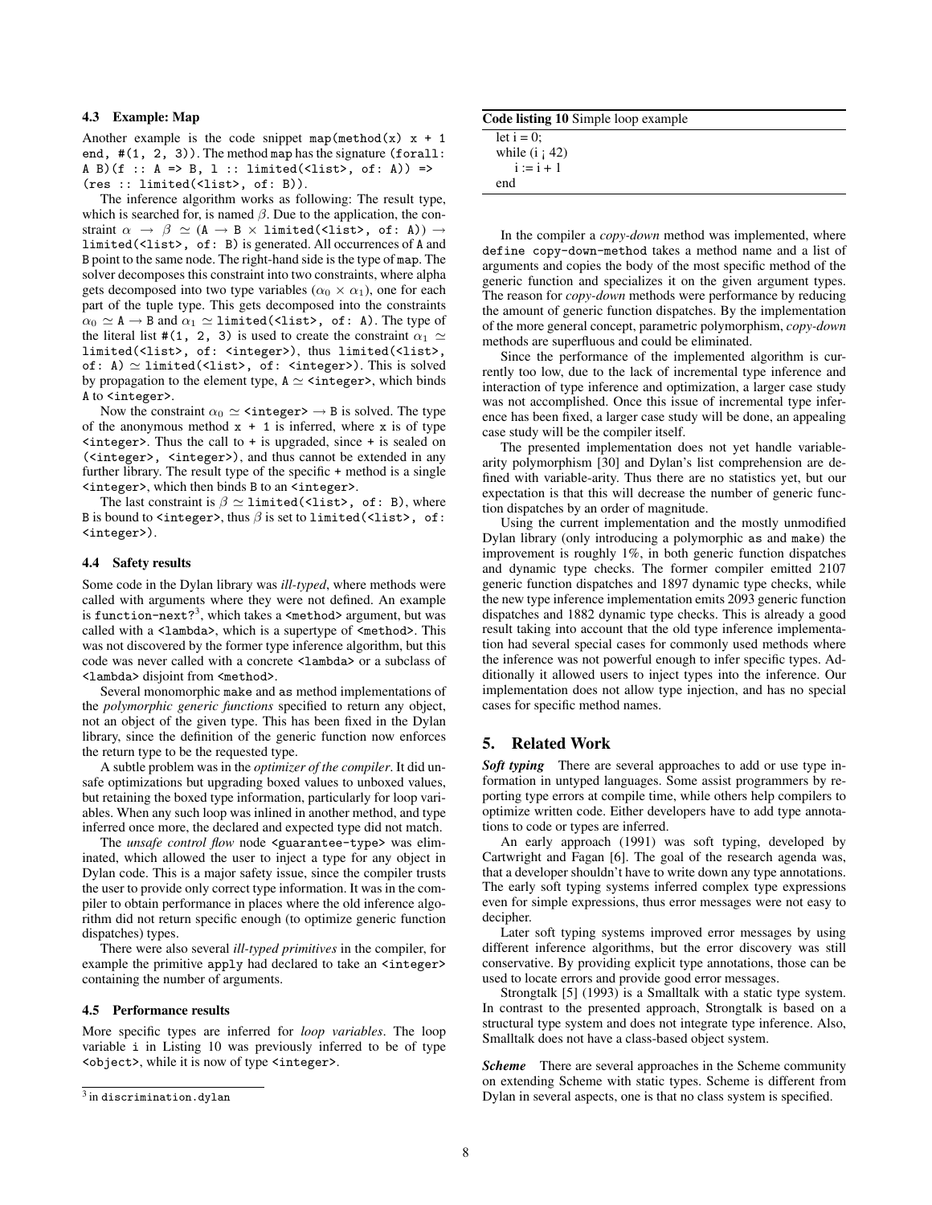### 4.3 Example: Map

Another example is the code snippet `map(method(x) x + 1 end, #(1, 2, 3))`. The method `map` has the signature `(forall: A B)(f :: A => B, l :: limited(<list>, of: A)) => (res :: limited(<list>, of: B))`.

The inference algorithm works as following: The result type, which is searched for, is named $\beta$. Due to the application, the constraint $\alpha \rightarrow \beta \simeq$ (A $\rightarrow$ B $\times$ `limited(<list>, of: A)`) $\rightarrow$ `limited(<list>, of: B)` is generated. All occurrences of `A` and `B` point to the same node. The right-hand side is the type of `map`. The solver decomposes this constraint into two constraints, where alpha gets decomposed into two type variables ($\alpha_0 \times \alpha_1$), one for each part of the tuple type. This gets decomposed into the constraints $\alpha_0 \simeq$ A $\rightarrow$ B and $\alpha_1 \simeq$ `limited(<list>, of: A)`. The type of the literal list `#(1, 2, 3)` is used to create the constraint $\alpha_1 \simeq$ `limited(<list>, of: <integer>)`, thus `limited(<list>, of: A)` $\simeq$ `limited(<list>, of: <integer>)`. This is solved by propagation to the element type, `A` $\simeq$ `<integer>`, which binds `A` to `<integer>`.

Now the constraint $\alpha_0 \simeq$ `<integer>` $\rightarrow$ B is solved. The type of the anonymous method `x + 1` is inferred, where `x` is of type `<integer>`. Thus the call to `+` is upgraded, since `+` is sealed on `(<integer>, <integer>)`, and thus cannot be extended in any further library. The result type of the specific `+` method is a single `<integer>`, which then binds `B` to an `<integer>`.

The last constraint is $\beta \simeq$ `limited(<list>, of: B)`, where `B` is bound to `<integer>`, thus $\beta$ is set to `limited(<list>, of: <integer>)`.

### 4.4 Safety results

Some code in the Dylan library was *ill-typed*, where methods were called with arguments where they were not defined. An example is `function-next?`[3], which takes a `<method>` argument, but was called with a `<lambda>`, which is a supertype of `<method>`. This was not discovered by the former type inference algorithm, but this code was never called with a concrete `<lambda>` or a subclass of `<lambda>` disjoint from `<method>`.

Several monomorphic `make` and `as` method implementations of the *polymorphic generic functions* specified to return any object, not an object of the given type. This has been fixed in the Dylan library, since the definition of the generic function now enforces the return type to be the requested type.

A subtle problem was in the *optimizer of the compiler*. It did unsafe optimizations but upgrading boxed values to unboxed values, but retaining the boxed type information, particularly for loop variables. When any such loop was inlined in another method, and type inferred once more, the declared and expected type did not match.

The *unsafe control flow* node `<guarantee-type>` was eliminated, which allowed the user to inject a type for any object in Dylan code. This is a major safety issue, since the compiler trusts the user to provide only correct type information. It was in the compiler to obtain performance in places where the old inference algorithm did not return specific enough (to optimize generic function dispatches) types.

There were also several *ill-typed primitives* in the compiler, for example the primitive `apply` had declared to take an `<integer>` containing the number of arguments.

### 4.5 Performance results

More specific types are inferred for *loop variables*. The loop variable `i` in Listing 10 was previously inferred to be of type `<object>`, while it is now of type `<integer>`.

[3] in `discrimination.dylan`

**Code listing 10** Simple loop example

```
let i = 0;
while (i ¡ 42)
  i := i + 1
end
```

In the compiler a *copy-down* method was implemented, where `define copy-down-method` takes a method name and a list of arguments and copies the body of the most specific method of the generic function and specializes it on the given argument types. The reason for *copy-down* methods were performance by reducing the amount of generic function dispatches. By the implementation of the more general concept, parametric polymorphism, *copy-down* methods are superfluous and could be eliminated.

Since the performance of the implemented algorithm is currently too low, due to the lack of incremental type inference and interaction of type inference and optimization, a larger case study was not accomplished. Once this issue of incremental type inference has been fixed, a larger case study will be done, an appealing case study will be the compiler itself.

The presented implementation does not yet handle variable-arity polymorphism [30] and Dylan's list comprehension are defined with variable-arity. Thus there are no statistics yet, but our expectation is that this will decrease the number of generic function dispatches by an order of magnitude.

Using the current implementation and the mostly unmodified Dylan library (only introducing a polymorphic `as` and `make`) the improvement is roughly 1%, in both generic function dispatches and dynamic type checks. The former compiler emitted 2107 generic function dispatches and 1897 dynamic type checks, while the new type inference implementation emits 2093 generic function dispatches and 1882 dynamic type checks. This is already a good result taking into account that the old type inference implementation had several special cases for commonly used methods where the inference was not powerful enough to infer specific types. Additionally it allowed users to inject types into the inference. Our implementation does not allow type injection, and has no special cases for specific method names.

## 5. Related Work

***Soft typing*** There are several approaches to add or use type information in untyped languages. Some assist programmers by reporting type errors at compile time, while others help compilers to optimize written code. Either developers have to add type annotations to code or types are inferred.

An early approach (1991) was soft typing, developed by Cartwright and Fagan [6]. The goal of the research agenda was, that a developer shouldn't have to write down any type annotations. The early soft typing systems inferred complex type expressions even for simple expressions, thus error messages were not easy to decipher.

Later soft typing systems improved error messages by using different inference algorithms, but the error discovery was still conservative. By providing explicit type annotations, those can be used to locate errors and provide good error messages.

Strongtalk [5] (1993) is a Smalltalk with a static type system. In contrast to the presented approach, Strongtalk is based on a structural type system and does not integrate type inference. Also, Smalltalk does not have a class-based object system.

***Scheme*** There are several approaches in the Scheme community on extending Scheme with static types. Scheme is different from Dylan in several aspects, one is that no class system is specified.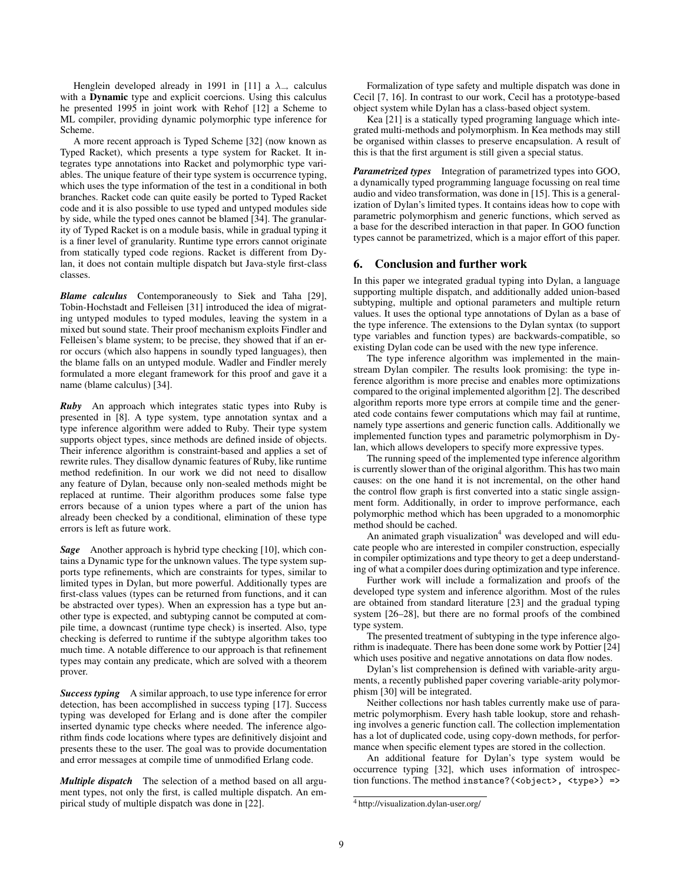Henglein developed already in 1991 in [11] a $\lambda_{\rightarrow}$ calculus with a **Dynamic** type and explicit coercions. Using this calculus he presented 1995 in joint work with Rehof [12] a Scheme to ML compiler, providing dynamic polymorphic type inference for Scheme.

A more recent approach is Typed Scheme [32] (now known as Typed Racket), which presents a type system for Racket. It integrates type annotations into Racket and polymorphic type variables. The unique feature of their type system is occurrence typing, which uses the type information of the test in a conditional in both branches. Racket code can quite easily be ported to Typed Racket code and it is also possible to use typed and untyped modules side by side, while the typed ones cannot be blamed [34]. The granularity of Typed Racket is on a module basis, while in gradual typing it is a finer level of granularity. Runtime type errors cannot originate from statically typed code regions. Racket is different from Dylan, it does not contain multiple dispatch but Java-style first-class classes.

***Blame calculus*** Contemporaneously to Siek and Taha [29], Tobin-Hochstadt and Felleisen [31] introduced the idea of migrating untyped modules to typed modules, leaving the system in a mixed but sound state. Their proof mechanism exploits Findler and Felleisen's blame system; to be precise, they showed that if an error occurs (which also happens in soundly typed languages), then the blame falls on an untyped module. Wadler and Findler merely formulated a more elegant framework for this proof and gave it a name (blame calculus) [34].

***Ruby*** An approach which integrates static types into Ruby is presented in [8]. A type system, type annotation syntax and a type inference algorithm were added to Ruby. Their type system supports object types, since methods are defined inside of objects. Their inference algorithm is constraint-based and applies a set of rewrite rules. They disallow dynamic features of Ruby, like runtime method redefinition. In our work we did not need to disallow any feature of Dylan, because only non-sealed methods might be replaced at runtime. Their algorithm produces some false type errors because of a union types where a part of the union has already been checked by a conditional, elimination of these type errors is left as future work.

***Sage*** Another approach is hybrid type checking [10], which contains a Dynamic type for the unknown values. The type system supports type refinements, which are constraints for types, similar to limited types in Dylan, but more powerful. Additionally types are first-class values (types can be returned from functions, and it can be abstracted over types). When an expression has a type but another type is expected, and subtyping cannot be computed at compile time, a downcast (runtime type check) is inserted. Also, type checking is deferred to runtime if the subtype algorithm takes too much time. A notable difference to our approach is that refinement types may contain any predicate, which are solved with a theorem prover.

***Success typing*** A similar approach, to use type inference for error detection, has been accomplished in success typing [17]. Success typing was developed for Erlang and is done after the compiler inserted dynamic type checks where needed. The inference algorithm finds code locations where types are definitively disjoint and presents these to the user. The goal was to provide documentation and error messages at compile time of unmodified Erlang code.

***Multiple dispatch*** The selection of a method based on all argument types, not only the first, is called multiple dispatch. An empirical study of multiple dispatch was done in [22].

Formalization of type safety and multiple dispatch was done in Cecil [7, 16]. In contrast to our work, Cecil has a prototype-based object system while Dylan has a class-based object system.

Kea [21] is a statically typed programing language which integrated multi-methods and polymorphism. In Kea methods may still be organised within classes to preserve encapsulation. A result of this is that the first argument is still given a special status.

***Parametrized types*** Integration of parametrized types into GOO, a dynamically typed programming language focussing on real time audio and video transformation, was done in [15]. This is a generalization of Dylan's limited types. It contains ideas how to cope with parametric polymorphism and generic functions, which served as a base for the described interaction in that paper. In GOO function types cannot be parametrized, which is a major effort of this paper.

## 6. Conclusion and further work

In this paper we integrated gradual typing into Dylan, a language supporting multiple dispatch, and additionally added union-based subtyping, multiple and optional parameters and multiple return values. It uses the optional type annotations of Dylan as a base of the type inference. The extensions to the Dylan syntax (to support type variables and function types) are backwards-compatible, so existing Dylan code can be used with the new type inference.

The type inference algorithm was implemented in the mainstream Dylan compiler. The results look promising: the type inference algorithm is more precise and enables more optimizations compared to the original implemented algorithm [2]. The described algorithm reports more type errors at compile time and the generated code contains fewer computations which may fail at runtime, namely type assertions and generic function calls. Additionally we implemented function types and parametric polymorphism in Dylan, which allows developers to specify more expressive types.

The running speed of the implemented type inference algorithm is currently slower than of the original algorithm. This has two main causes: on the one hand it is not incremental, on the other hand the control flow graph is first converted into a static single assignment form. Additionally, in order to improve performance, each polymorphic method which has been upgraded to a monomorphic method should be cached.

An animated graph visualization[4] was developed and will educate people who are interested in compiler construction, especially in compiler optimizations and type theory to get a deep understanding of what a compiler does during optimization and type inference.

Further work will include a formalization and proofs of the developed type system and inference algorithm. Most of the rules are obtained from standard literature [23] and the gradual typing system [26–28], but there are no formal proofs of the combined type system.

The presented treatment of subtyping in the type inference algorithm is inadequate. There has been done some work by Pottier [24] which uses positive and negative annotations on data flow nodes.

Dylan's list comprehension is defined with variable-arity arguments, a recently published paper covering variable-arity polymorphism [30] will be integrated.

Neither collections nor hash tables currently make use of parametric polymorphism. Every hash table lookup, store and rehashing involves a generic function call. The collection implementation has a lot of duplicated code, using copy-down methods, for performance when specific element types are stored in the collection.

An additional feature for Dylan's type system would be occurrence typing [32], which uses information of introspection functions. The method `instance?(<object>, <type>) =>`

[4] http://visualization.dylan-user.org/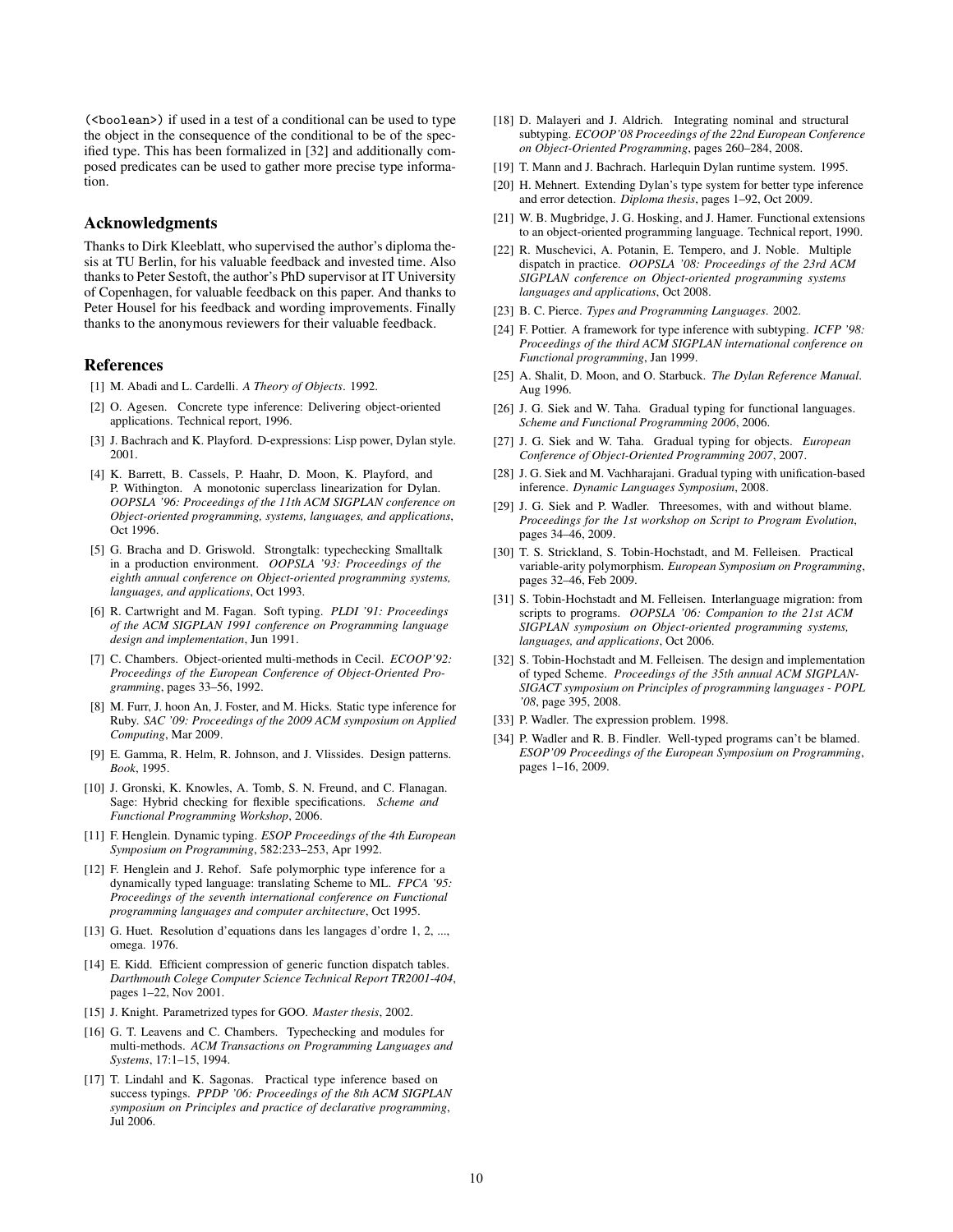(`<boolean>`) if used in a test of a conditional can be used to type the object in the consequence of the conditional to be of the specified type. This has been formalized in [32] and additionally composed predicates can be used to gather more precise type information.

## Acknowledgments

Thanks to Dirk Kleeblatt, who supervised the author's diploma thesis at TU Berlin, for his valuable feedback and invested time. Also thanks to Peter Sestoft, the author's PhD supervisor at IT University of Copenhagen, for valuable feedback on this paper. And thanks to Peter Housel for his feedback and wording improvements. Finally thanks to the anonymous reviewers for their valuable feedback.

## References

[1] M. Abadi and L. Cardelli. *A Theory of Objects*. 1992.

[2] O. Agesen. Concrete type inference: Delivering object-oriented applications. Technical report, 1996.

[3] J. Bachrach and K. Playford. D-expressions: Lisp power, Dylan style. 2001.

[4] K. Barrett, B. Cassels, P. Haahr, D. Moon, K. Playford, and P. Withington. A monotonic superclass linearization for Dylan. *OOPSLA '96: Proceedings of the 11th ACM SIGPLAN conference on Object-oriented programming, systems, languages, and applications*, Oct 1996.

[5] G. Bracha and D. Griswold. Strongtalk: typechecking Smalltalk in a production environment. *OOPSLA '93: Proceedings of the eighth annual conference on Object-oriented programming systems, languages, and applications*, Oct 1993.

[6] R. Cartwright and M. Fagan. Soft typing. *PLDI '91: Proceedings of the ACM SIGPLAN 1991 conference on Programming language design and implementation*, Jun 1991.

[7] C. Chambers. Object-oriented multi-methods in Cecil. *ECOOP'92: Proceedings of the European Conference of Object-Oriented Programming*, pages 33–56, 1992.

[8] M. Furr, J. hoon An, J. Foster, and M. Hicks. Static type inference for Ruby. *SAC '09: Proceedings of the 2009 ACM symposium on Applied Computing*, Mar 2009.

[9] E. Gamma, R. Helm, R. Johnson, and J. Vlissides. Design patterns. *Book*, 1995.

[10] J. Gronski, K. Knowles, A. Tomb, S. N. Freund, and C. Flanagan. Sage: Hybrid checking for flexible specifications. *Scheme and Functional Programming Workshop*, 2006.

[11] F. Henglein. Dynamic typing. *ESOP Proceedings of the 4th European Symposium on Programming*, 582:233–253, Apr 1992.

[12] F. Henglein and J. Rehof. Safe polymorphic type inference for a dynamically typed language: translating Scheme to ML. *FPCA '95: Proceedings of the seventh international conference on Functional programming languages and computer architecture*, Oct 1995.

[13] G. Huet. Resolution d'equations dans les langages d'ordre 1, 2, ..., omega. 1976.

[14] E. Kidd. Efficient compression of generic function dispatch tables. *Darthmouth Colege Computer Science Technical Report TR2001-404*, pages 1–22, Nov 2001.

[15] J. Knight. Parametrized types for GOO. *Master thesis*, 2002.

[16] G. T. Leavens and C. Chambers. Typechecking and modules for multi-methods. *ACM Transactions on Programming Languages and Systems*, 17:1–15, 1994.

[17] T. Lindahl and K. Sagonas. Practical type inference based on success typings. *PPDP '06: Proceedings of the 8th ACM SIGPLAN symposium on Principles and practice of declarative programming*, Jul 2006.

[18] D. Malayeri and J. Aldrich. Integrating nominal and structural subtyping. *ECOOP'08 Proceedings of the 22nd European Conference on Object-Oriented Programming*, pages 260–284, 2008.

[19] T. Mann and J. Bachrach. Harlequin Dylan runtime system. 1995.

[20] H. Mehnert. Extending Dylan's type system for better type inference and error detection. *Diploma thesis*, pages 1–92, Oct 2009.

[21] W. B. Mugbridge, J. G. Hosking, and J. Hamer. Functional extensions to an object-oriented programming language. Technical report, 1990.

[22] R. Muschevici, A. Potanin, E. Tempero, and J. Noble. Multiple dispatch in practice. *OOPSLA '08: Proceedings of the 23rd ACM SIGPLAN conference on Object-oriented programming systems languages and applications*, Oct 2008.

[23] B. C. Pierce. *Types and Programming Languages*. 2002.

[24] F. Pottier. A framework for type inference with subtyping. *ICFP '98: Proceedings of the third ACM SIGPLAN international conference on Functional programming*, Jan 1999.

[25] A. Shalit, D. Moon, and O. Starbuck. *The Dylan Reference Manual*. Aug 1996.

[26] J. G. Siek and W. Taha. Gradual typing for functional languages. *Scheme and Functional Programming 2006*, 2006.

[27] J. G. Siek and W. Taha. Gradual typing for objects. *European Conference of Object-Oriented Programming 2007*, 2007.

[28] J. G. Siek and M. Vachharajani. Gradual typing with unification-based inference. *Dynamic Languages Symposium*, 2008.

[29] J. G. Siek and P. Wadler. Threesomes, with and without blame. *Proceedings for the 1st workshop on Script to Program Evolution*, pages 34–46, 2009.

[30] T. S. Strickland, S. Tobin-Hochstadt, and M. Felleisen. Practical variable-arity polymorphism. *European Symposium on Programming*, pages 32–46, Feb 2009.

[31] S. Tobin-Hochstadt and M. Felleisen. Interlanguage migration: from scripts to programs. *OOPSLA '06: Companion to the 21st ACM SIGPLAN symposium on Object-oriented programming systems, languages, and applications*, Oct 2006.

[32] S. Tobin-Hochstadt and M. Felleisen. The design and implementation of typed Scheme. *Proceedings of the 35th annual ACM SIGPLAN-SIGACT symposium on Principles of programming languages - POPL '08*, page 395, 2008.

[33] P. Wadler. The expression problem. 1998.

[34] P. Wadler and R. B. Findler. Well-typed programs can't be blamed. *ESOP'09 Proceedings of the European Symposium on Programming*, pages 1–16, 2009.